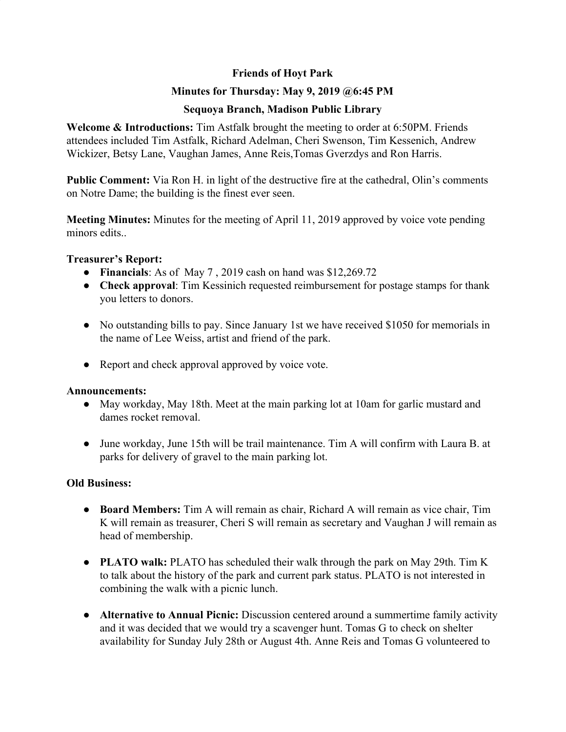# Friends of Hoyt Park

## Minutes for Thursday: May 9, 2019 @6:45 PM

## Sequoya Branch, Madison Public Library

**Welcome & Introductions:** Tim Astfalk brought the meeting to order at 6:50PM. Friends attendees included Tim Astfalk, Richard Adelman, Cheri Swenson, Tim Kessenich, Andrew Wickizer, Betsy Lane, Vaughan James, Anne Reis,Tomas Gverzdys and Ron Harris.

**Public Comment:** Via Ron H. in light of the destructive fire at the cathedral, Olin's comments on Notre Dame; the building is the finest ever seen.

**Meeting Minutes:** Minutes for the meeting of April 11, 2019 approved by voice vote pending minors edits..

**Treasurer's Report:**

- **Financials**: As of May 7 , 2019 cash on hand was $12,269.72
- **Check approval**: Tim Kessinich requested reimbursement for postage stamps for thank you letters to donors.
- No outstanding bills to pay. Since January 1st we have received $1050 for memorials in the name of Lee Weiss, artist and friend of the park.
- Report and check approval approved by voice vote.

**Announcements:**

- May workday, May 18th. Meet at the main parking lot at 10am for garlic mustard and dames rocket removal.
- June workday, June 15th will be trail maintenance. Tim A will confirm with Laura B. at parks for delivery of gravel to the main parking lot.

**Old Business:**

- **Board Members:** Tim A will remain as chair, Richard A will remain as vice chair, Tim K will remain as treasurer, Cheri S will remain as secretary and Vaughan J will remain as head of membership.
- **PLATO walk:** PLATO has scheduled their walk through the park on May 29th. Tim K to talk about the history of the park and current park status. PLATO is not interested in combining the walk with a picnic lunch.
- **Alternative to Annual Picnic:** Discussion centered around a summertime family activity and it was decided that we would try a scavenger hunt. Tomas G to check on shelter availability for Sunday July 28th or August 4th. Anne Reis and Tomas G volunteered to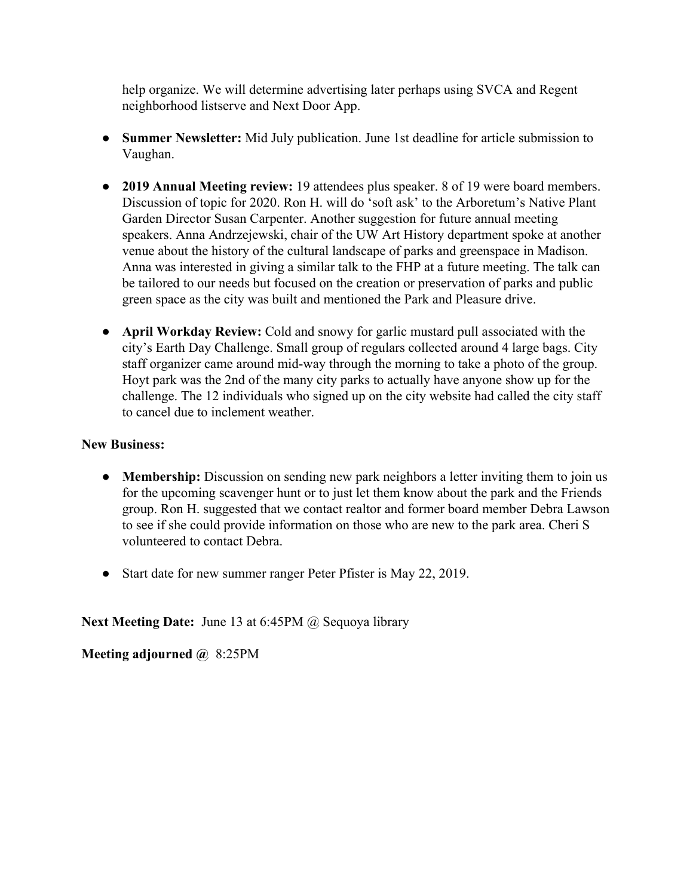help organize. We will determine advertising later perhaps using SVCA and Regent neighborhood listserve and Next Door App.

- **Summer Newsletter:** Mid July publication. June 1st deadline for article submission to Vaughan.

- **2019 Annual Meeting review:** 19 attendees plus speaker. 8 of 19 were board members. Discussion of topic for 2020. Ron H. will do 'soft ask' to the Arboretum's Native Plant Garden Director Susan Carpenter. Another suggestion for future annual meeting speakers. Anna Andrzejewski, chair of the UW Art History department spoke at another venue about the history of the cultural landscape of parks and greenspace in Madison. Anna was interested in giving a similar talk to the FHP at a future meeting. The talk can be tailored to our needs but focused on the creation or preservation of parks and public green space as the city was built and mentioned the Park and Pleasure drive.

- **April Workday Review:** Cold and snowy for garlic mustard pull associated with the city's Earth Day Challenge. Small group of regulars collected around 4 large bags. City staff organizer came around mid-way through the morning to take a photo of the group. Hoyt park was the 2nd of the many city parks to actually have anyone show up for the challenge. The 12 individuals who signed up on the city website had called the city staff to cancel due to inclement weather.

**New Business:**

- **Membership:** Discussion on sending new park neighbors a letter inviting them to join us for the upcoming scavenger hunt or to just let them know about the park and the Friends group. Ron H. suggested that we contact realtor and former board member Debra Lawson to see if she could provide information on those who are new to the park area. Cheri S volunteered to contact Debra.

- Start date for new summer ranger Peter Pfister is May 22, 2019.

**Next Meeting Date:** June 13 at 6:45PM @ Sequoya library

**Meeting adjourned @** 8:25PM